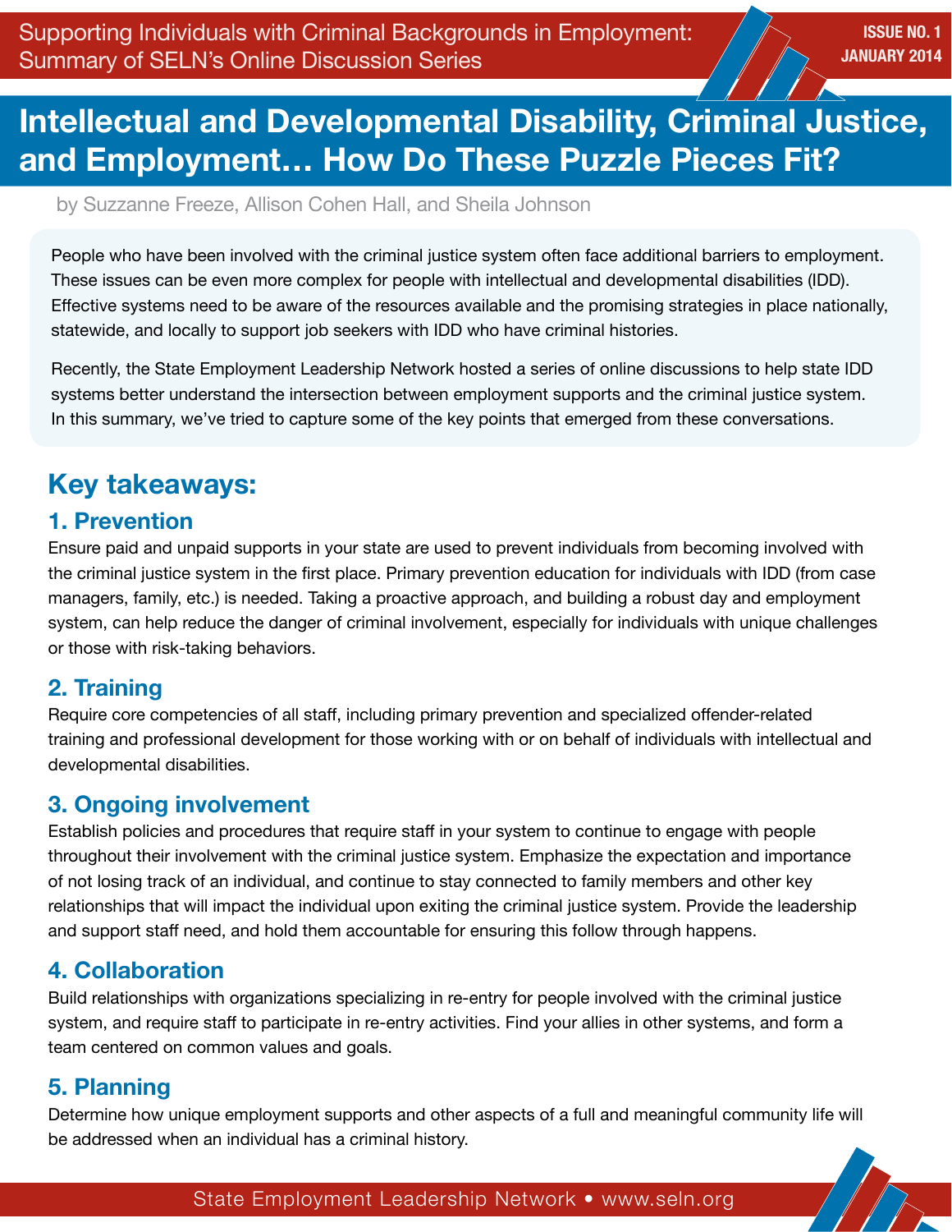Supporting Individuals with Criminal Backgrounds in Employment: Summary of SELN's Online Discussion Series

**ISSUE NO. 1**
**JANUARY 2014**

# Intellectual and Developmental Disability, Criminal Justice, and Employment… How Do These Puzzle Pieces Fit?

by Suzzanne Freeze, Allison Cohen Hall, and Sheila Johnson

People who have been involved with the criminal justice system often face additional barriers to employment. These issues can be even more complex for people with intellectual and developmental disabilities (IDD). Effective systems need to be aware of the resources available and the promising strategies in place nationally, statewide, and locally to support job seekers with IDD who have criminal histories.

Recently, the State Employment Leadership Network hosted a series of online discussions to help state IDD systems better understand the intersection between employment supports and the criminal justice system. In this summary, we've tried to capture some of the key points that emerged from these conversations.

## Key takeaways:

### 1. Prevention

Ensure paid and unpaid supports in your state are used to prevent individuals from becoming involved with the criminal justice system in the first place. Primary prevention education for individuals with IDD (from case managers, family, etc.) is needed. Taking a proactive approach, and building a robust day and employment system, can help reduce the danger of criminal involvement, especially for individuals with unique challenges or those with risk-taking behaviors.

### 2. Training

Require core competencies of all staff, including primary prevention and specialized offender-related training and professional development for those working with or on behalf of individuals with intellectual and developmental disabilities.

### 3. Ongoing involvement

Establish policies and procedures that require staff in your system to continue to engage with people throughout their involvement with the criminal justice system. Emphasize the expectation and importance of not losing track of an individual, and continue to stay connected to family members and other key relationships that will impact the individual upon exiting the criminal justice system. Provide the leadership and support staff need, and hold them accountable for ensuring this follow through happens.

### 4. Collaboration

Build relationships with organizations specializing in re-entry for people involved with the criminal justice system, and require staff to participate in re-entry activities. Find your allies in other systems, and form a team centered on common values and goals.

### 5. Planning

Determine how unique employment supports and other aspects of a full and meaningful community life will be addressed when an individual has a criminal history.

State Employment Leadership Network • www.seln.org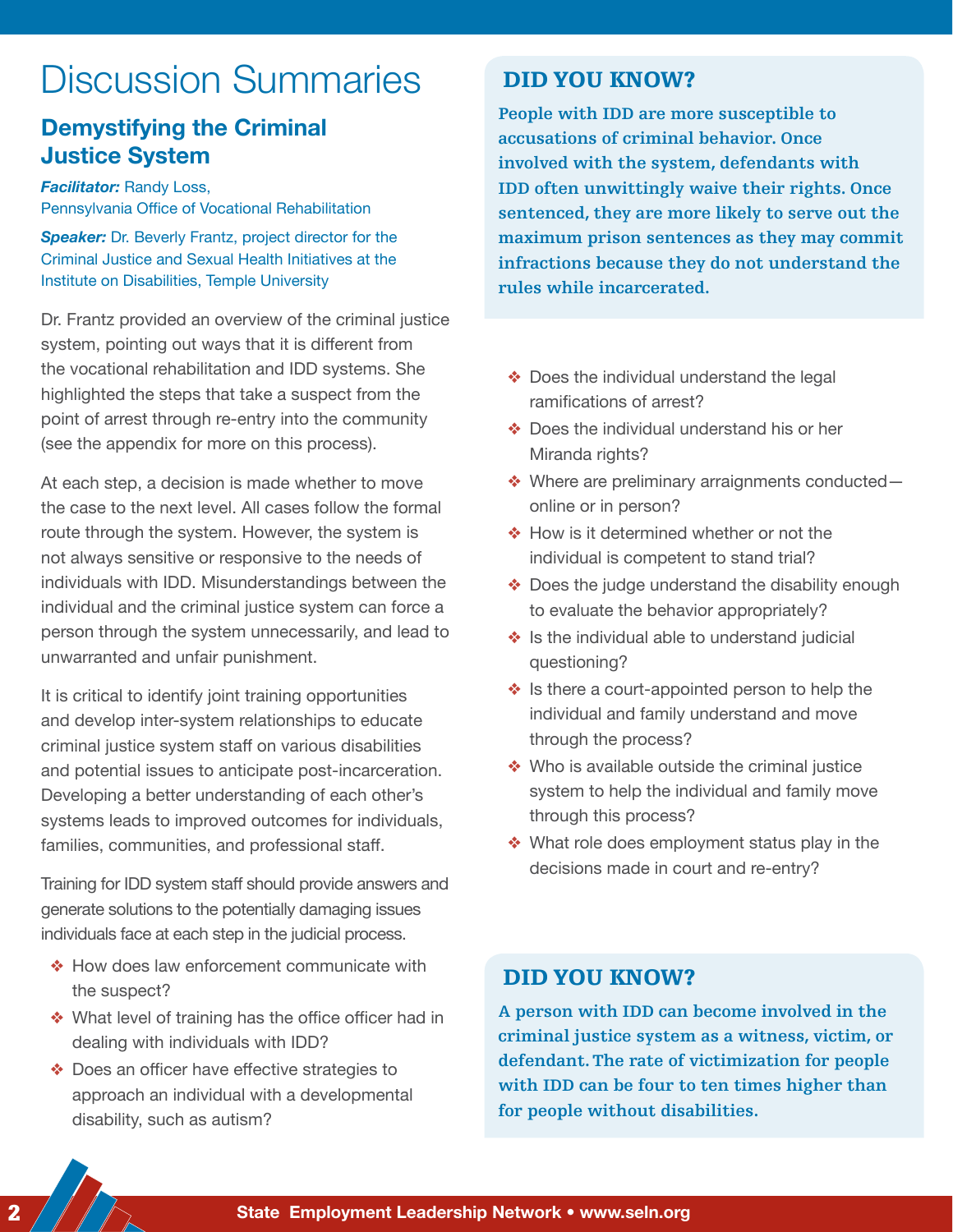# Discussion Summaries

## Demystifying the Criminal Justice System

***Facilitator:*** Randy Loss, Pennsylvania Office of Vocational Rehabilitation

***Speaker:*** Dr. Beverly Frantz, project director for the Criminal Justice and Sexual Health Initiatives at the Institute on Disabilities, Temple University

Dr. Frantz provided an overview of the criminal justice system, pointing out ways that it is different from the vocational rehabilitation and IDD systems. She highlighted the steps that take a suspect from the point of arrest through re-entry into the community (see the appendix for more on this process).

At each step, a decision is made whether to move the case to the next level. All cases follow the formal route through the system. However, the system is not always sensitive or responsive to the needs of individuals with IDD. Misunderstandings between the individual and the criminal justice system can force a person through the system unnecessarily, and lead to unwarranted and unfair punishment.

It is critical to identify joint training opportunities and develop inter-system relationships to educate criminal justice system staff on various disabilities and potential issues to anticipate post-incarceration. Developing a better understanding of each other's systems leads to improved outcomes for individuals, families, communities, and professional staff.

Training for IDD system staff should provide answers and generate solutions to the potentially damaging issues individuals face at each step in the judicial process.

- How does law enforcement communicate with the suspect?
- What level of training has the office officer had in dealing with individuals with IDD?
- Does an officer have effective strategies to approach an individual with a developmental disability, such as autism?
- Does the individual understand the legal ramifications of arrest?
- Does the individual understand his or her Miranda rights?
- Where are preliminary arraignments conducted—online or in person?
- How is it determined whether or not the individual is competent to stand trial?
- Does the judge understand the disability enough to evaluate the behavior appropriately?
- Is the individual able to understand judicial questioning?
- Is there a court-appointed person to help the individual and family understand and move through the process?
- Who is available outside the criminal justice system to help the individual and family move through this process?
- What role does employment status play in the decisions made in court and re-entry?

### DID YOU KNOW?

**People with IDD are more susceptible to accusations of criminal behavior. Once involved with the system, defendants with IDD often unwittingly waive their rights. Once sentenced, they are more likely to serve out the maximum prison sentences as they may commit infractions because they do not understand the rules while incarcerated.**

### DID YOU KNOW?

**A person with IDD can become involved in the criminal justice system as a witness, victim, or defendant. The rate of victimization for people with IDD can be four to ten times higher than for people without disabilities.**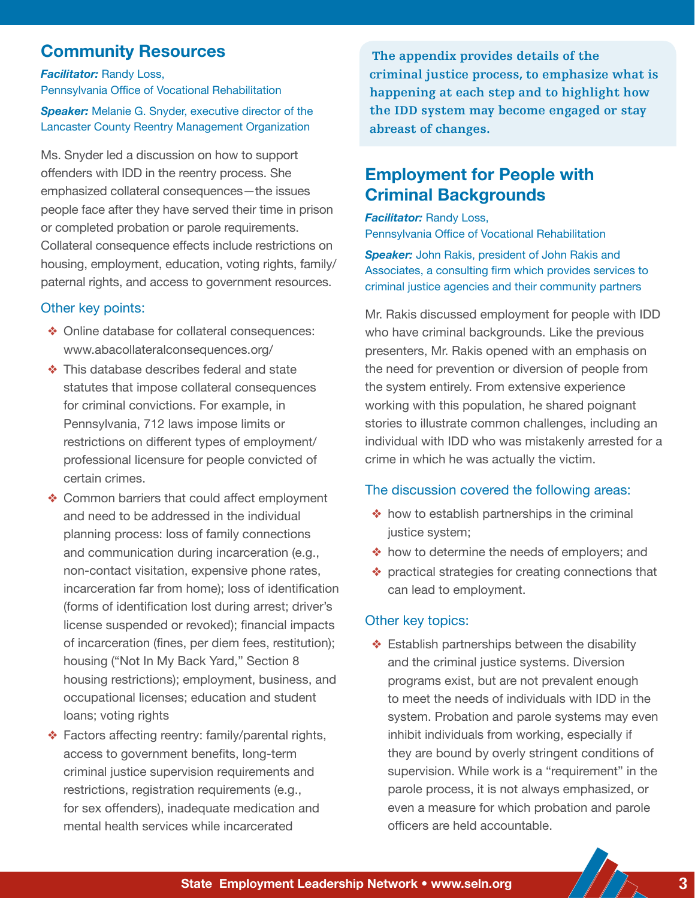## Community Resources

***Facilitator:*** Randy Loss,
Pennsylvania Office of Vocational Rehabilitation

***Speaker:*** Melanie G. Snyder, executive director of the Lancaster County Reentry Management Organization

Ms. Snyder led a discussion on how to support offenders with IDD in the reentry process. She emphasized collateral consequences—the issues people face after they have served their time in prison or completed probation or parole requirements. Collateral consequence effects include restrictions on housing, employment, education, voting rights, family/paternal rights, and access to government resources.

### Other key points:

- Online database for collateral consequences: www.abacollateralconsequences.org/
- This database describes federal and state statutes that impose collateral consequences for criminal convictions. For example, in Pennsylvania, 712 laws impose limits or restrictions on different types of employment/professional licensure for people convicted of certain crimes.
- Common barriers that could affect employment and need to be addressed in the individual planning process: loss of family connections and communication during incarceration (e.g., non-contact visitation, expensive phone rates, incarceration far from home); loss of identification (forms of identification lost during arrest; driver's license suspended or revoked); financial impacts of incarceration (fines, per diem fees, restitution); housing ("Not In My Back Yard," Section 8 housing restrictions); employment, business, and occupational licenses; education and student loans; voting rights
- Factors affecting reentry: family/parental rights, access to government benefits, long-term criminal justice supervision requirements and restrictions, registration requirements (e.g., for sex offenders), inadequate medication and mental health services while incarcerated

**The appendix provides details of the criminal justice process, to emphasize what is happening at each step and to highlight how the IDD system may become engaged or stay abreast of changes.**

## Employment for People with Criminal Backgrounds

***Facilitator:*** Randy Loss,
Pennsylvania Office of Vocational Rehabilitation

***Speaker:*** John Rakis, president of John Rakis and Associates, a consulting firm which provides services to criminal justice agencies and their community partners

Mr. Rakis discussed employment for people with IDD who have criminal backgrounds. Like the previous presenters, Mr. Rakis opened with an emphasis on the need for prevention or diversion of people from the system entirely. From extensive experience working with this population, he shared poignant stories to illustrate common challenges, including an individual with IDD who was mistakenly arrested for a crime in which he was actually the victim.

### The discussion covered the following areas:

- how to establish partnerships in the criminal justice system;
- how to determine the needs of employers; and
- practical strategies for creating connections that can lead to employment.

### Other key topics:

- Establish partnerships between the disability and the criminal justice systems. Diversion programs exist, but are not prevalent enough to meet the needs of individuals with IDD in the system. Probation and parole systems may even inhibit individuals from working, especially if they are bound by overly stringent conditions of supervision. While work is a "requirement" in the parole process, it is not always emphasized, or even a measure for which probation and parole officers are held accountable.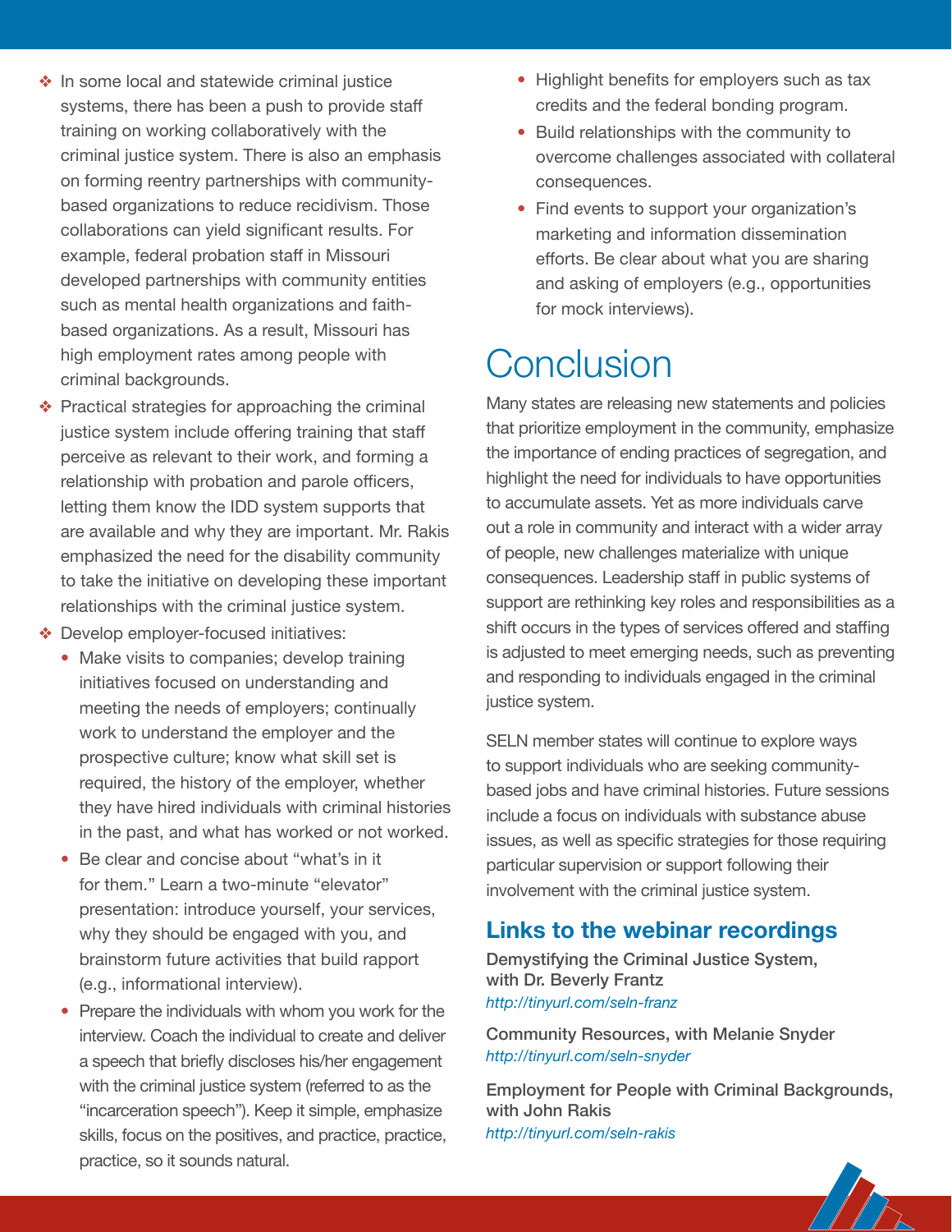- In some local and statewide criminal justice systems, there has been a push to provide staff training on working collaboratively with the criminal justice system. There is also an emphasis on forming reentry partnerships with community-based organizations to reduce recidivism. Those collaborations can yield significant results. For example, federal probation staff in Missouri developed partnerships with community entities such as mental health organizations and faith-based organizations. As a result, Missouri has high employment rates among people with criminal backgrounds.
- Practical strategies for approaching the criminal justice system include offering training that staff perceive as relevant to their work, and forming a relationship with probation and parole officers, letting them know the IDD system supports that are available and why they are important. Mr. Rakis emphasized the need for the disability community to take the initiative on developing these important relationships with the criminal justice system.
- Develop employer-focused initiatives:
  - Make visits to companies; develop training initiatives focused on understanding and meeting the needs of employers; continually work to understand the employer and the prospective culture; know what skill set is required, the history of the employer, whether they have hired individuals with criminal histories in the past, and what has worked or not worked.
  - Be clear and concise about "what's in it for them." Learn a two-minute "elevator" presentation: introduce yourself, your services, why they should be engaged with you, and brainstorm future activities that build rapport (e.g., informational interview).
  - Prepare the individuals with whom you work for the interview. Coach the individual to create and deliver a speech that briefly discloses his/her engagement with the criminal justice system (referred to as the "incarceration speech"). Keep it simple, emphasize skills, focus on the positives, and practice, practice, practice, so it sounds natural.
  - Highlight benefits for employers such as tax credits and the federal bonding program.
  - Build relationships with the community to overcome challenges associated with collateral consequences.
  - Find events to support your organization's marketing and information dissemination efforts. Be clear about what you are sharing and asking of employers (e.g., opportunities for mock interviews).

# Conclusion

Many states are releasing new statements and policies that prioritize employment in the community, emphasize the importance of ending practices of segregation, and highlight the need for individuals to have opportunities to accumulate assets. Yet as more individuals carve out a role in community and interact with a wider array of people, new challenges materialize with unique consequences. Leadership staff in public systems of support are rethinking key roles and responsibilities as a shift occurs in the types of services offered and staffing is adjusted to meet emerging needs, such as preventing and responding to individuals engaged in the criminal justice system.

SELN member states will continue to explore ways to support individuals who are seeking community-based jobs and have criminal histories. Future sessions include a focus on individuals with substance abuse issues, as well as specific strategies for those requiring particular supervision or support following their involvement with the criminal justice system.

## Links to the webinar recordings

**Demystifying the Criminal Justice System, with Dr. Beverly Frantz**
*http://tinyurl.com/seln-franz*

**Community Resources, with Melanie Snyder**
*http://tinyurl.com/seln-snyder*

**Employment for People with Criminal Backgrounds, with John Rakis**
*http://tinyurl.com/seln-rakis*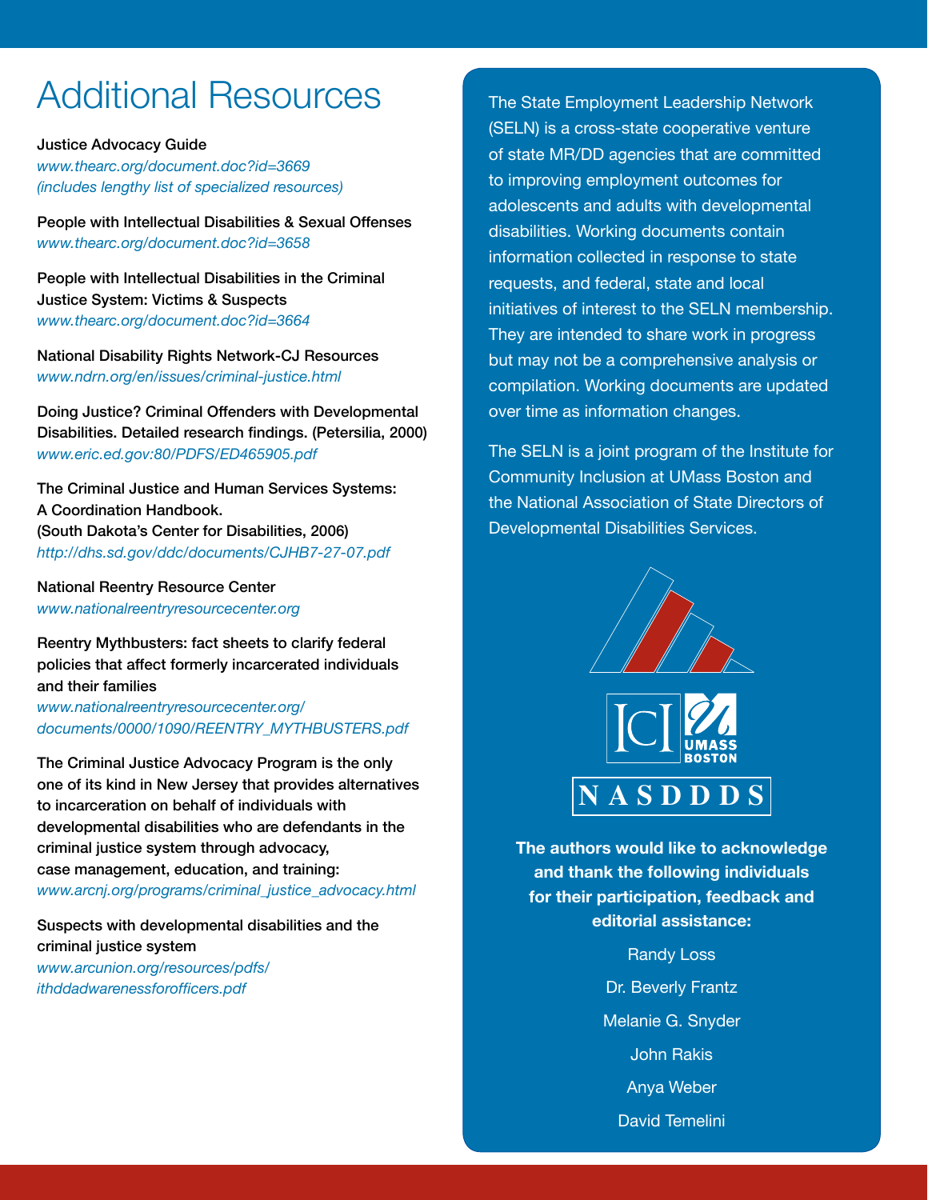# Additional Resources

**Justice Advocacy Guide**
*www.thearc.org/document.doc?id=3669*
*(includes lengthy list of specialized resources)*

**People with Intellectual Disabilities & Sexual Offenses**
*www.thearc.org/document.doc?id=3658*

**People with Intellectual Disabilities in the Criminal Justice System: Victims & Suspects**
*www.thearc.org/document.doc?id=3664*

**National Disability Rights Network-CJ Resources**
*www.ndrn.org/en/issues/criminal-justice.html*

**Doing Justice? Criminal Offenders with Developmental Disabilities. Detailed research findings. (Petersilia, 2000)**
*www.eric.ed.gov:80/PDFS/ED465905.pdf*

**The Criminal Justice and Human Services Systems: A Coordination Handbook.**
**(South Dakota's Center for Disabilities, 2006)**
*http://dhs.sd.gov/ddc/documents/CJHB7-27-07.pdf*

**National Reentry Resource Center**
*www.nationalreentryresourcecenter.org*

**Reentry Mythbusters: fact sheets to clarify federal policies that affect formerly incarcerated individuals and their families**
*www.nationalreentryresourcecenter.org/documents/0000/1090/REENTRY_MYTHBUSTERS.pdf*

**The Criminal Justice Advocacy Program is the only one of its kind in New Jersey that provides alternatives to incarceration on behalf of individuals with developmental disabilities who are defendants in the criminal justice system through advocacy, case management, education, and training:**
*www.arcnj.org/programs/criminal_justice_advocacy.html*

**Suspects with developmental disabilities and the criminal justice system**
*www.arcunion.org/resources/pdfs/ithddadwarenessforofficers.pdf*

The State Employment Leadership Network (SELN) is a cross-state cooperative venture of state MR/DD agencies that are committed to improving employment outcomes for adolescents and adults with developmental disabilities. Working documents contain information collected in response to state requests, and federal, state and local initiatives of interest to the SELN membership. They are intended to share work in progress but may not be a comprehensive analysis or compilation. Working documents are updated over time as information changes.

The SELN is a joint program of the Institute for Community Inclusion at UMass Boston and the National Association of State Directors of Developmental Disabilities Services.

ICI UMASS BOSTON

NASDDDS

**The authors would like to acknowledge and thank the following individuals for their participation, feedback and editorial assistance:**

Randy Loss

Dr. Beverly Frantz

Melanie G. Snyder

John Rakis

Anya Weber

David Temelini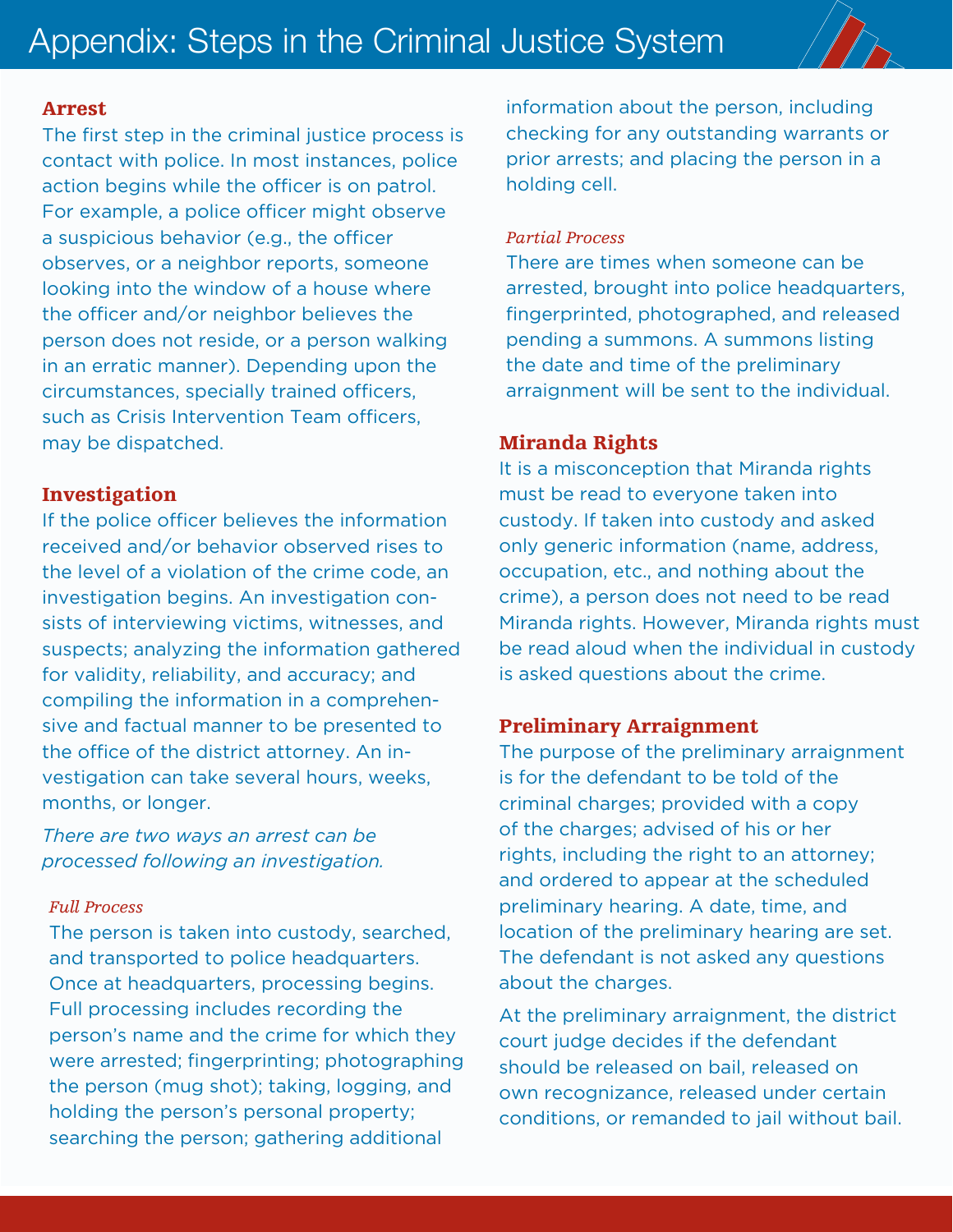# Appendix: Steps in the Criminal Justice System

## Arrest

The first step in the criminal justice process is contact with police. In most instances, police action begins while the officer is on patrol. For example, a police officer might observe a suspicious behavior (e.g., the officer observes, or a neighbor reports, someone looking into the window of a house where the officer and/or neighbor believes the person does not reside, or a person walking in an erratic manner). Depending upon the circumstances, specially trained officers, such as Crisis Intervention Team officers, may be dispatched.

## Investigation

If the police officer believes the information received and/or behavior observed rises to the level of a violation of the crime code, an investigation begins. An investigation consists of interviewing victims, witnesses, and suspects; analyzing the information gathered for validity, reliability, and accuracy; and compiling the information in a comprehensive and factual manner to be presented to the office of the district attorney. An investigation can take several hours, weeks, months, or longer.

*There are two ways an arrest can be processed following an investigation.*

### *Full Process*

The person is taken into custody, searched, and transported to police headquarters. Once at headquarters, processing begins. Full processing includes recording the person's name and the crime for which they were arrested; fingerprinting; photographing the person (mug shot); taking, logging, and holding the person's personal property; searching the person; gathering additional information about the person, including checking for any outstanding warrants or prior arrests; and placing the person in a holding cell.

### *Partial Process*

There are times when someone can be arrested, brought into police headquarters, fingerprinted, photographed, and released pending a summons. A summons listing the date and time of the preliminary arraignment will be sent to the individual.

## Miranda Rights

It is a misconception that Miranda rights must be read to everyone taken into custody. If taken into custody and asked only generic information (name, address, occupation, etc., and nothing about the crime), a person does not need to be read Miranda rights. However, Miranda rights must be read aloud when the individual in custody is asked questions about the crime.

## Preliminary Arraignment

The purpose of the preliminary arraignment is for the defendant to be told of the criminal charges; provided with a copy of the charges; advised of his or her rights, including the right to an attorney; and ordered to appear at the scheduled preliminary hearing. A date, time, and location of the preliminary hearing are set. The defendant is not asked any questions about the charges.

At the preliminary arraignment, the district court judge decides if the defendant should be released on bail, released on own recognizance, released under certain conditions, or remanded to jail without bail.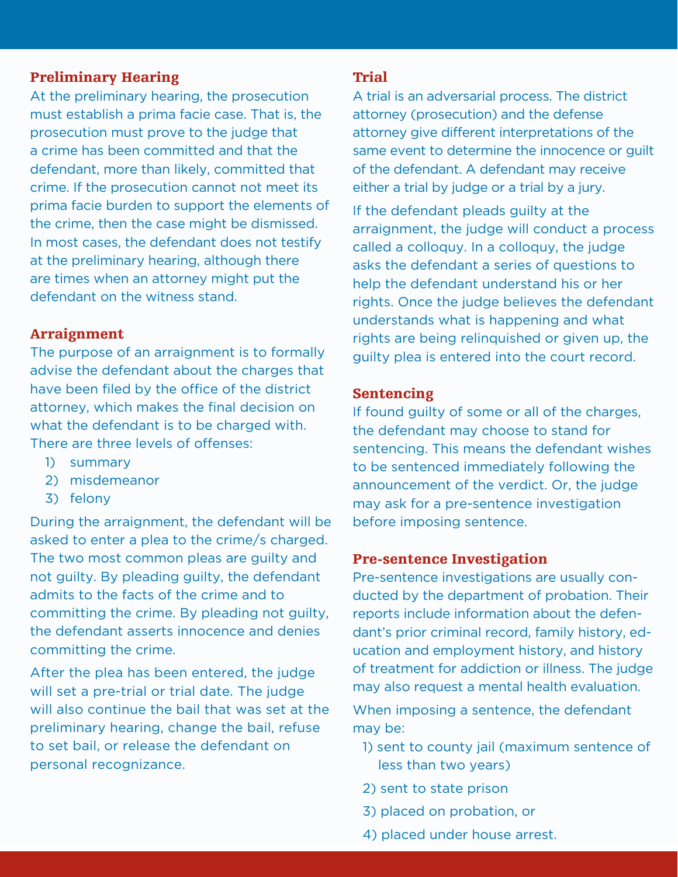## Preliminary Hearing

At the preliminary hearing, the prosecution must establish a prima facie case. That is, the prosecution must prove to the judge that a crime has been committed and that the defendant, more than likely, committed that crime. If the prosecution cannot not meet its prima facie burden to support the elements of the crime, then the case might be dismissed. In most cases, the defendant does not testify at the preliminary hearing, although there are times when an attorney might put the defendant on the witness stand.

## Arraignment

The purpose of an arraignment is to formally advise the defendant about the charges that have been filed by the office of the district attorney, which makes the final decision on what the defendant is to be charged with. There are three levels of offenses:

1) summary
2) misdemeanor
3) felony

During the arraignment, the defendant will be asked to enter a plea to the crime/s charged. The two most common pleas are guilty and not guilty. By pleading guilty, the defendant admits to the facts of the crime and to committing the crime. By pleading not guilty, the defendant asserts innocence and denies committing the crime.

After the plea has been entered, the judge will set a pre-trial or trial date. The judge will also continue the bail that was set at the preliminary hearing, change the bail, refuse to set bail, or release the defendant on personal recognizance.

## Trial

A trial is an adversarial process. The district attorney (prosecution) and the defense attorney give different interpretations of the same event to determine the innocence or guilt of the defendant. A defendant may receive either a trial by judge or a trial by a jury.

If the defendant pleads guilty at the arraignment, the judge will conduct a process called a colloquy. In a colloquy, the judge asks the defendant a series of questions to help the defendant understand his or her rights. Once the judge believes the defendant understands what is happening and what rights are being relinquished or given up, the guilty plea is entered into the court record.

## Sentencing

If found guilty of some or all of the charges, the defendant may choose to stand for sentencing. This means the defendant wishes to be sentenced immediately following the announcement of the verdict. Or, the judge may ask for a pre-sentence investigation before imposing sentence.

## Pre-sentence Investigation

Pre-sentence investigations are usually conducted by the department of probation. Their reports include information about the defendant's prior criminal record, family history, education and employment history, and history of treatment for addiction or illness. The judge may also request a mental health evaluation.

When imposing a sentence, the defendant may be:

1) sent to county jail (maximum sentence of less than two years)
2) sent to state prison
3) placed on probation, or
4) placed under house arrest.